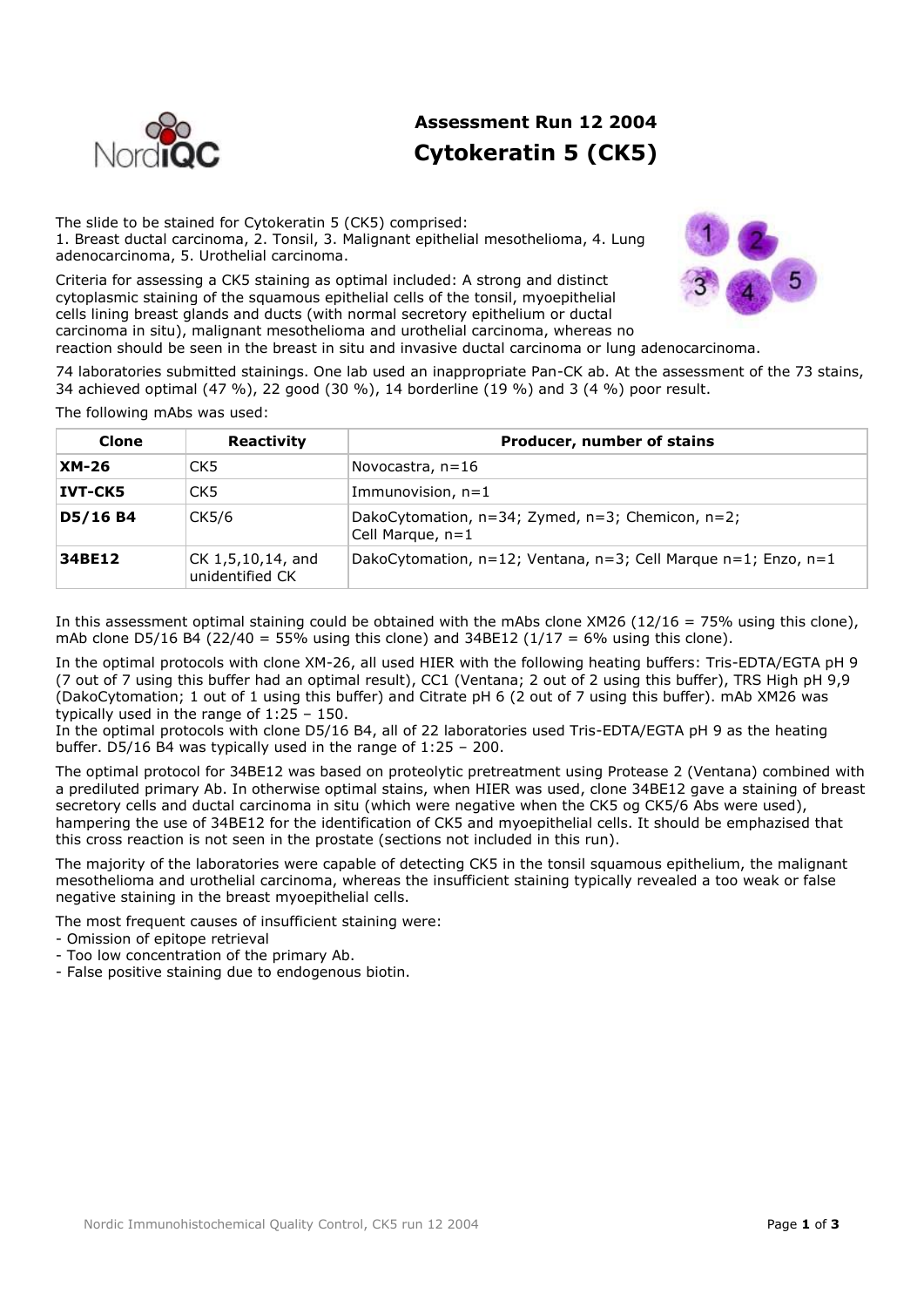# Assessment Run 12 2004
## Cytokeratin 5 (CK5)

The slide to be stained for Cytokeratin 5 (CK5) comprised:
1. Breast ductal carcinoma, 2. Tonsil, 3. Malignant epithelial mesothelioma, 4. Lung adenocarcinoma, 5. Urothelial carcinoma.

Criteria for assessing a CK5 staining as optimal included: A strong and distinct cytoplasmic staining of the squamous epithelial cells of the tonsil, myoepithelial cells lining breast glands and ducts (with normal secretory epithelium or ductal carcinoma in situ), malignant mesothelioma and urothelial carcinoma, whereas no reaction should be seen in the breast in situ and invasive ductal carcinoma or lung adenocarcinoma.

74 laboratories submitted stainings. One lab used an inappropriate Pan-CK ab. At the assessment of the 73 stains, 34 achieved optimal (47 %), 22 good (30 %), 14 borderline (19 %) and 3 (4 %) poor result.

The following mAbs was used:

| Clone | Reactivity | Producer, number of stains |
|---|---|---|
| **XM-26** | CK5 | Novocastra, n=16 |
| **IVT-CK5** | CK5 | Immunovision, n=1 |
| **D5/16 B4** | CK5/6 | DakoCytomation, n=34; Zymed, n=3; Chemicon, n=2; Cell Marque, n=1 |
| **34BE12** | CK 1,5,10,14, and unidentified CK | DakoCytomation, n=12; Ventana, n=3; Cell Marque n=1; Enzo, n=1 |

In this assessment optimal staining could be obtained with the mAbs clone XM26 (12/16 = 75% using this clone), mAb clone D5/16 B4 (22/40 = 55% using this clone) and 34BE12 (1/17 = 6% using this clone).

In the optimal protocols with clone XM-26, all used HIER with the following heating buffers: Tris-EDTA/EGTA pH 9 (7 out of 7 using this buffer had an optimal result), CC1 (Ventana; 2 out of 2 using this buffer), TRS High pH 9,9 (DakoCytomation; 1 out of 1 using this buffer) and Citrate pH 6 (2 out of 7 using this buffer). mAb XM26 was typically used in the range of 1:25 – 150.
In the optimal protocols with clone D5/16 B4, all of 22 laboratories used Tris-EDTA/EGTA pH 9 as the heating buffer. D5/16 B4 was typically used in the range of 1:25 – 200.

The optimal protocol for 34BE12 was based on proteolytic pretreatment using Protease 2 (Ventana) combined with a prediluted primary Ab. In otherwise optimal stains, when HIER was used, clone 34BE12 gave a staining of breast secretory cells and ductal carcinoma in situ (which were negative when the CK5 og CK5/6 Abs were used), hampering the use of 34BE12 for the identification of CK5 and myoepithelial cells. It should be emphazised that this cross reaction is not seen in the prostate (sections not included in this run).

The majority of the laboratories were capable of detecting CK5 in the tonsil squamous epithelium, the malignant mesothelioma and urothelial carcinoma, whereas the insufficient staining typically revealed a too weak or false negative staining in the breast myoepithelial cells.

The most frequent causes of insufficient staining were:
- Omission of epitope retrieval
- Too low concentration of the primary Ab.
- False positive staining due to endogenous biotin.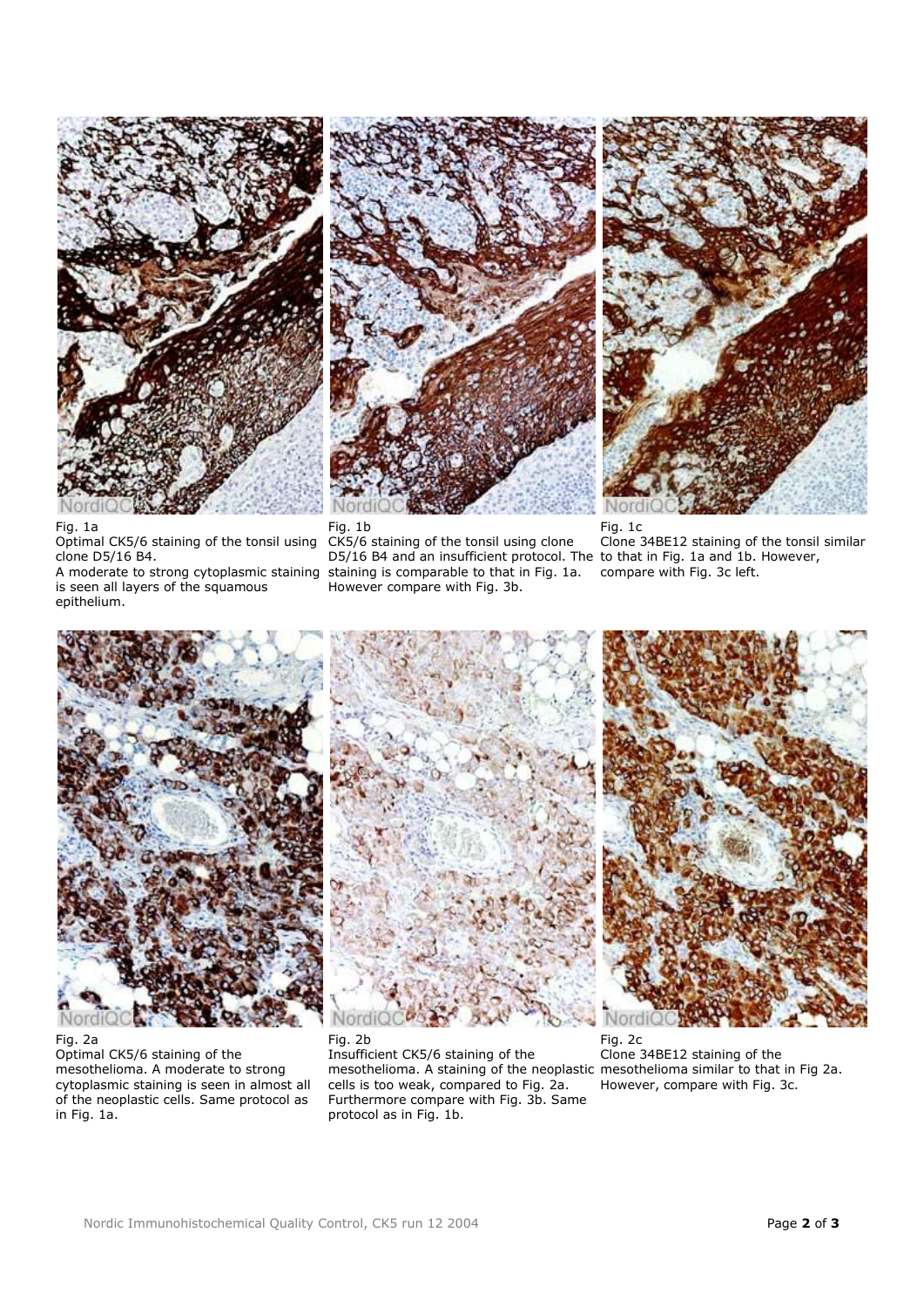Fig. 1a
Optimal CK5/6 staining of the tonsil using clone D5/16 B4.
A moderate to strong cytoplasmic staining is seen all layers of the squamous epithelium.

Fig. 1b
CK5/6 staining of the tonsil using clone D5/16 B4 and an insufficient protocol. The staining is comparable to that in Fig. 1a. However compare with Fig. 3b.

Fig. 1c
Clone 34BE12 staining of the tonsil similar to that in Fig. 1a and 1b. However, compare with Fig. 3c left.

Fig. 2a
Optimal CK5/6 staining of the mesothelioma. A moderate to strong cytoplasmic staining is seen in almost all of the neoplastic cells. Same protocol as in Fig. 1a.

Fig. 2b
Insufficient CK5/6 staining of the mesothelioma. A staining of the neoplastic cells is too weak, compared to Fig. 2a. Furthermore compare with Fig. 3b. Same protocol as in Fig. 1b.

Fig. 2c
Clone 34BE12 staining of the mesothelioma similar to that in Fig 2a. However, compare with Fig. 3c.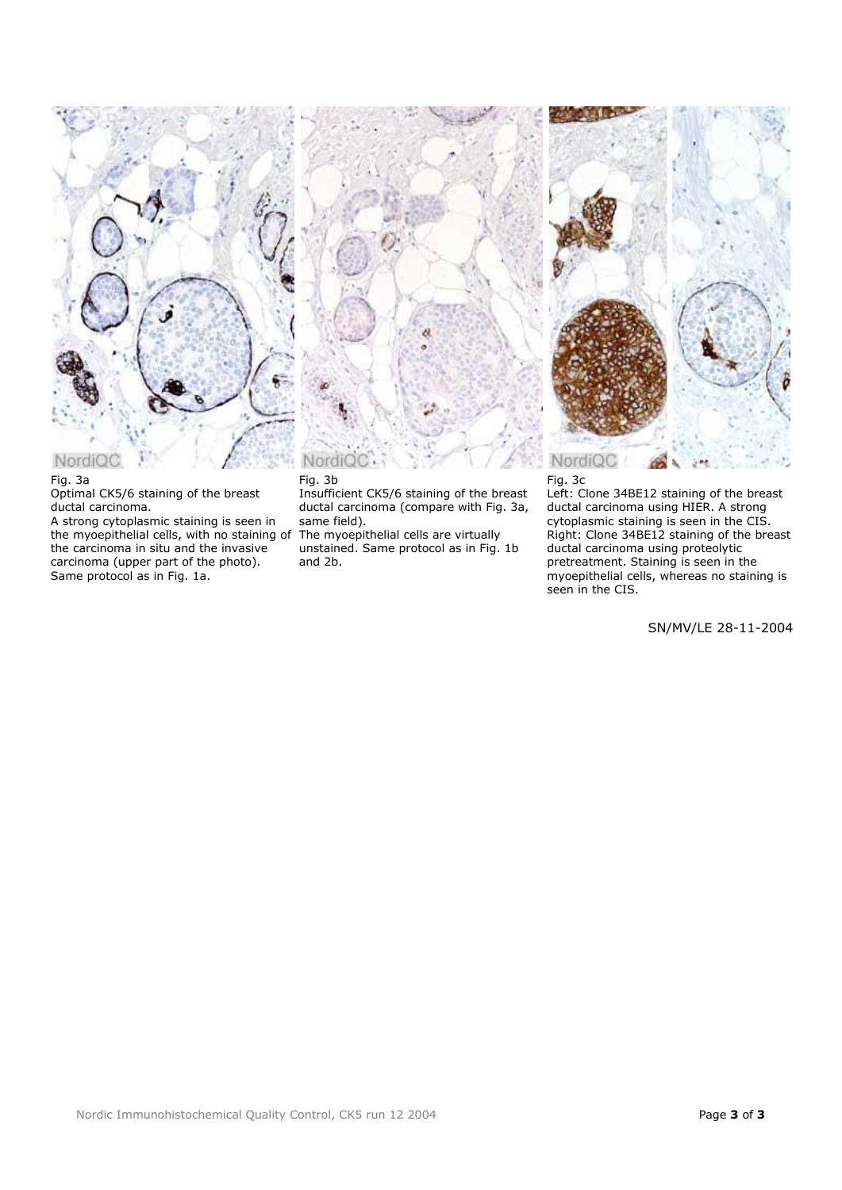Fig. 3a
Optimal CK5/6 staining of the breast ductal carcinoma.
A strong cytoplasmic staining is seen in the myoepithelial cells, with no staining of the carcinoma in situ and the invasive carcinoma (upper part of the photo). Same protocol as in Fig. 1a.

Fig. 3b
Insufficient CK5/6 staining of the breast ductal carcinoma (compare with Fig. 3a, same field).
The myoepithelial cells are virtually unstained. Same protocol as in Fig. 1b and 2b.

Fig. 3c
Left: Clone 34BE12 staining of the breast ductal carcinoma using HIER. A strong cytoplasmic staining is seen in the CIS.
Right: Clone 34BE12 staining of the breast ductal carcinoma using proteolytic pretreatment. Staining is seen in the myoepithelial cells, whereas no staining is seen in the CIS.

SN/MV/LE 28-11-2004